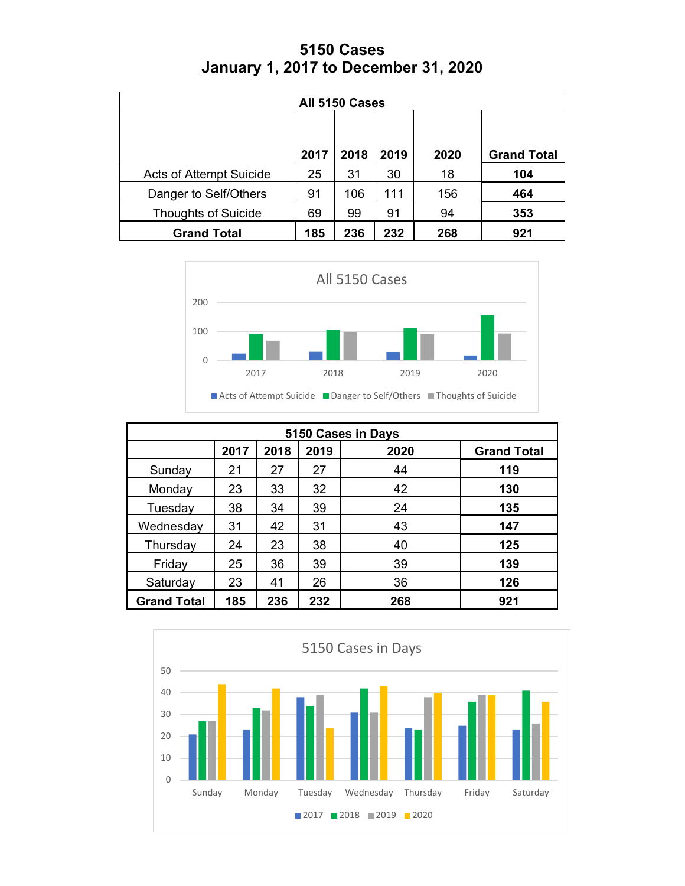# 5150 Cases
# January 1, 2017 to December 31, 2020

| All 5150 Cases | | | | | |
|---|---|---|---|---|---|
| | **2017** | **2018** | **2019** | **2020** | **Grand Total** |
| Acts of Attempt Suicide | 25 | 31 | 30 | 18 | **104** |
| Danger to Self/Others | 91 | 106 | 111 | 156 | **464** |
| Thoughts of Suicide | 69 | 99 | 91 | 94 | **353** |
| **Grand Total** | **185** | **236** | **232** | **268** | **921** |

| 5150 Cases in Days | | | | | |
|---|---|---|---|---|---|
| | **2017** | **2018** | **2019** | **2020** | **Grand Total** |
| Sunday | 21 | 27 | 27 | 44 | **119** |
| Monday | 23 | 33 | 32 | 42 | **130** |
| Tuesday | 38 | 34 | 39 | 24 | **135** |
| Wednesday | 31 | 42 | 31 | 43 | **147** |
| Thursday | 24 | 23 | 38 | 40 | **125** |
| Friday | 25 | 36 | 39 | 39 | **139** |
| Saturday | 23 | 41 | 26 | 36 | **126** |
| **Grand Total** | **185** | **236** | **232** | **268** | **921** |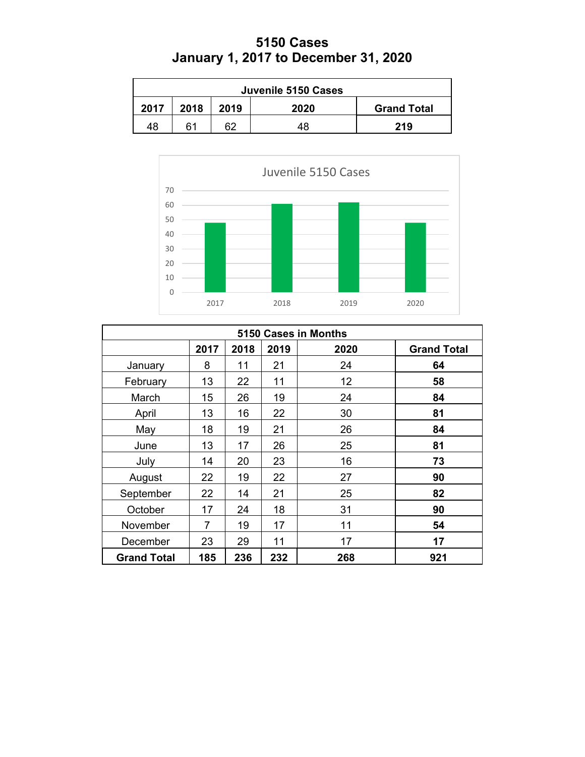# 5150 Cases
# January 1, 2017 to December 31, 2020

| Juvenile 5150 Cases | | | | |
|---|---|---|---|---|
| 2017 | 2018 | 2019 | 2020 | Grand Total |
| 48 | 61 | 62 | 48 | **219** |

Juvenile 5150 Cases

| | 2017 | 2018 | 2019 | 2020 |
|---|---|---|---|---|
| Juvenile 5150 Cases | 48 | 61 | 62 | 48 |

| 5150 Cases in Months | | | | | |
|---|---|---|---|---|---|
| | **2017** | **2018** | **2019** | **2020** | **Grand Total** |
| January | 8 | 11 | 21 | 24 | **64** |
| February | 13 | 22 | 11 | 12 | **58** |
| March | 15 | 26 | 19 | 24 | **84** |
| April | 13 | 16 | 22 | 30 | **81** |
| May | 18 | 19 | 21 | 26 | **84** |
| June | 13 | 17 | 26 | 25 | **81** |
| July | 14 | 20 | 23 | 16 | **73** |
| August | 22 | 19 | 22 | 27 | **90** |
| September | 22 | 14 | 21 | 25 | **82** |
| October | 17 | 24 | 18 | 31 | **90** |
| November | 7 | 19 | 17 | 11 | **54** |
| December | 23 | 29 | 11 | 17 | **17** |
| **Grand Total** | **185** | **236** | **232** | **268** | **921** |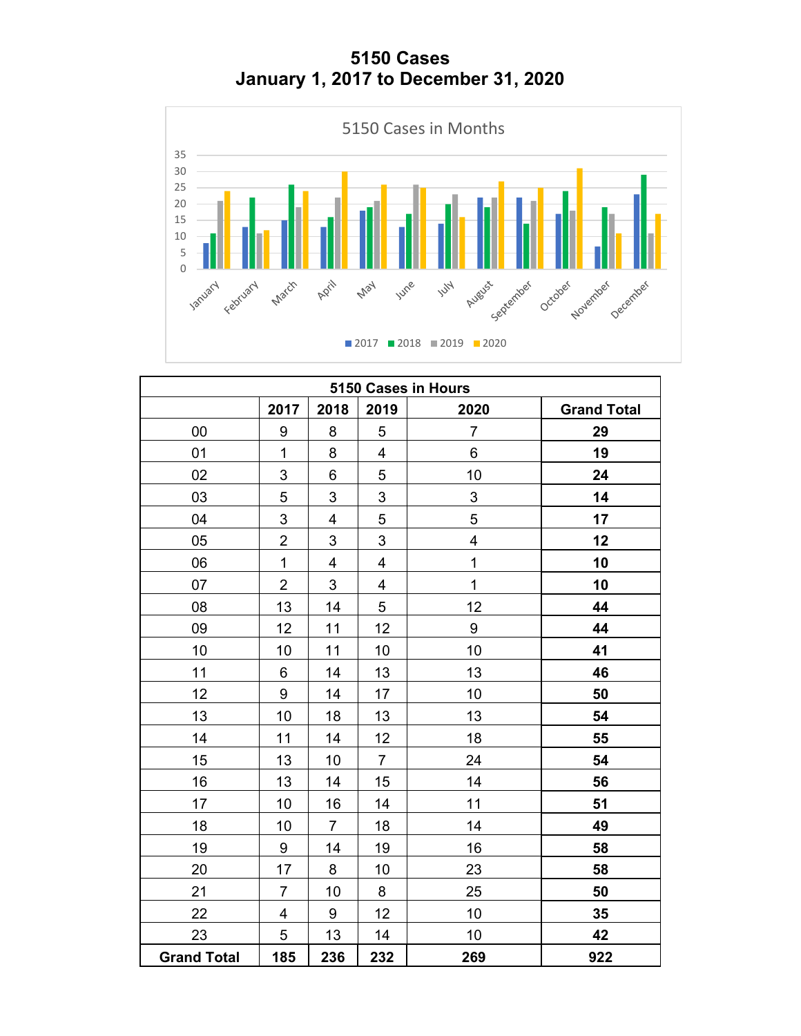# 5150 Cases
# January 1, 2017 to December 31, 2020

5150 Cases in Months

| 5150 Cases in Hours | | | | | |
|---|---|---|---|---|---|
| | **2017** | **2018** | **2019** | **2020** | **Grand Total** |
| 00 | 9 | 8 | 5 | 7 | **29** |
| 01 | 1 | 8 | 4 | 6 | **19** |
| 02 | 3 | 6 | 5 | 10 | **24** |
| 03 | 5 | 3 | 3 | 3 | **14** |
| 04 | 3 | 4 | 5 | 5 | **17** |
| 05 | 2 | 3 | 3 | 4 | **12** |
| 06 | 1 | 4 | 4 | 1 | **10** |
| 07 | 2 | 3 | 4 | 1 | **10** |
| 08 | 13 | 14 | 5 | 12 | **44** |
| 09 | 12 | 11 | 12 | 9 | **44** |
| 10 | 10 | 11 | 10 | 10 | **41** |
| 11 | 6 | 14 | 13 | 13 | **46** |
| 12 | 9 | 14 | 17 | 10 | **50** |
| 13 | 10 | 18 | 13 | 13 | **54** |
| 14 | 11 | 14 | 12 | 18 | **55** |
| 15 | 13 | 10 | 7 | 24 | **54** |
| 16 | 13 | 14 | 15 | 14 | **56** |
| 17 | 10 | 16 | 14 | 11 | **51** |
| 18 | 10 | 7 | 18 | 14 | **49** |
| 19 | 9 | 14 | 19 | 16 | **58** |
| 20 | 17 | 8 | 10 | 23 | **58** |
| 21 | 7 | 10 | 8 | 25 | **50** |
| 22 | 4 | 9 | 12 | 10 | **35** |
| 23 | 5 | 13 | 14 | 10 | **42** |
| **Grand Total** | **185** | **236** | **232** | **269** | **922** |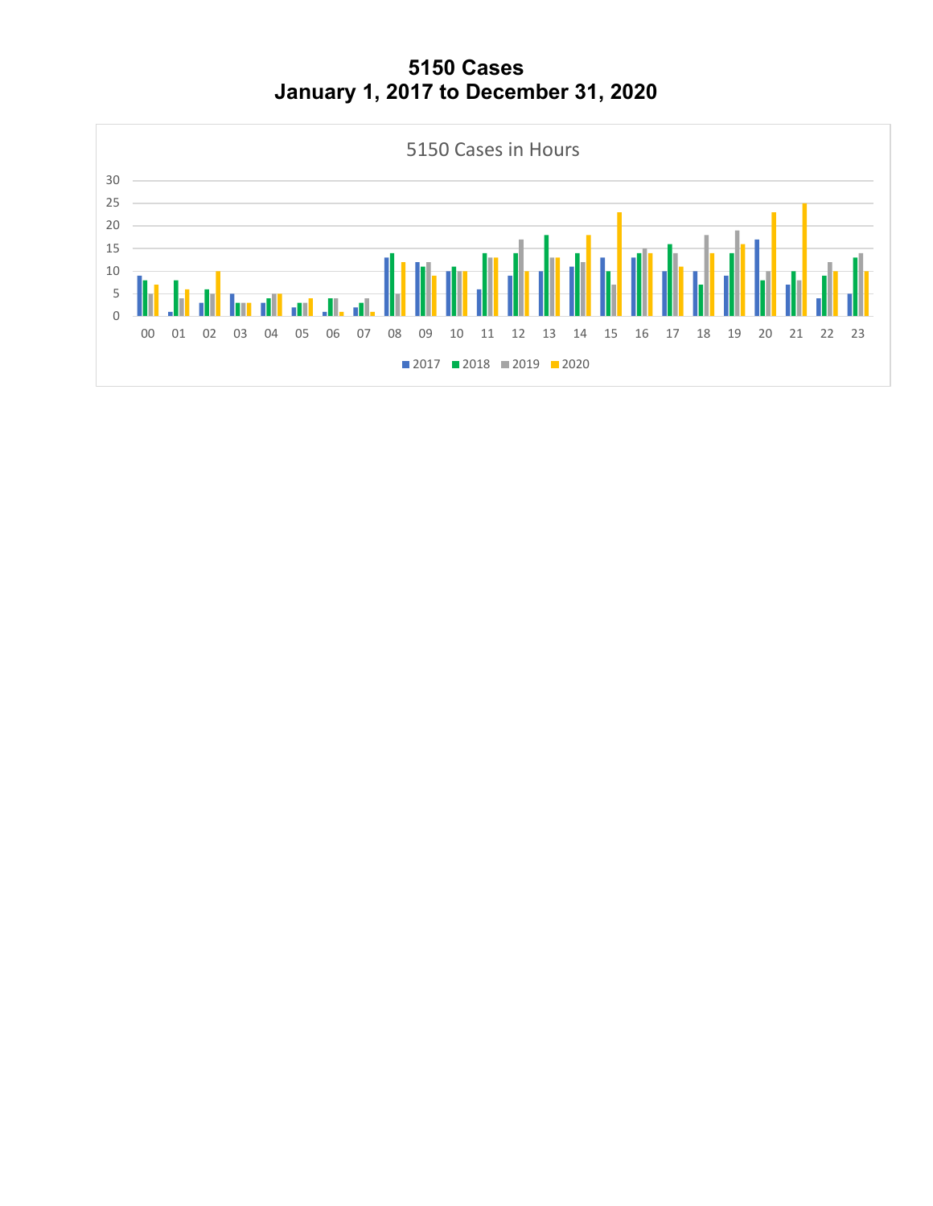# 5150 Cases
# January 1, 2017 to December 31, 2020

5150 Cases in Hours

30
25
20
15
10
5
0

00 01 02 03 04 05 06 07 08 09 10 11 12 13 14 15 16 17 18 19 20 21 22 23

2017 2018 2019 2020